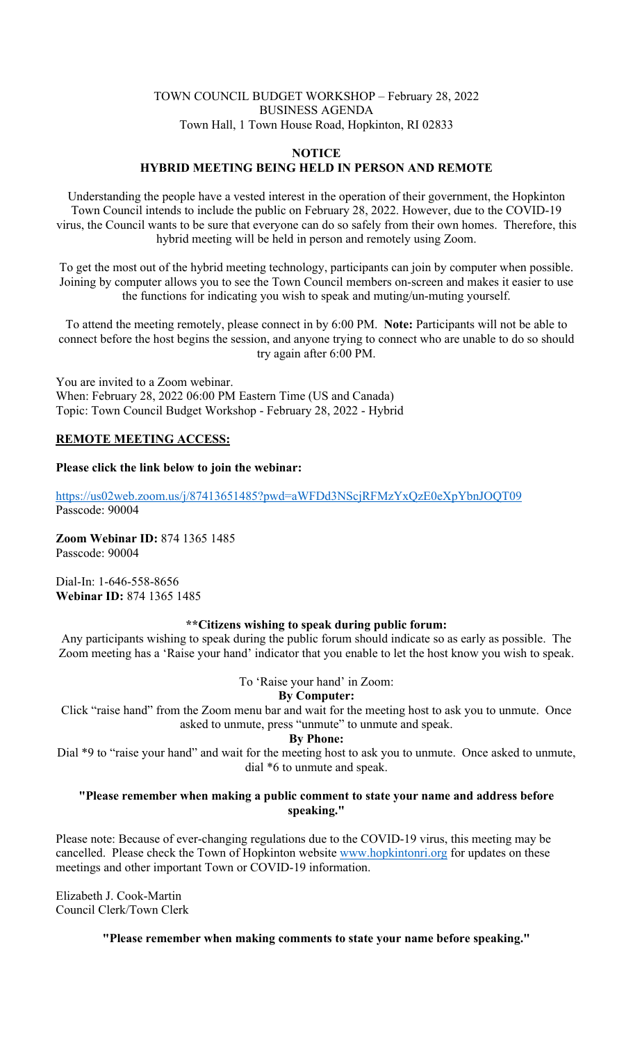TOWN COUNCIL BUDGET WORKSHOP – February 28, 2022
BUSINESS AGENDA
Town Hall, 1 Town House Road, Hopkinton, RI 02833

**NOTICE**
**HYBRID MEETING BEING HELD IN PERSON AND REMOTE**

Understanding the people have a vested interest in the operation of their government, the Hopkinton Town Council intends to include the public on February 28, 2022. However, due to the COVID-19 virus, the Council wants to be sure that everyone can do so safely from their own homes. Therefore, this hybrid meeting will be held in person and remotely using Zoom.

To get the most out of the hybrid meeting technology, participants can join by computer when possible. Joining by computer allows you to see the Town Council members on-screen and makes it easier to use the functions for indicating you wish to speak and muting/un-muting yourself.

To attend the meeting remotely, please connect in by 6:00 PM. **Note:** Participants will not be able to connect before the host begins the session, and anyone trying to connect who are unable to do so should try again after 6:00 PM.

You are invited to a Zoom webinar.
When: February 28, 2022 06:00 PM Eastern Time (US and Canada)
Topic: Town Council Budget Workshop - February 28, 2022 - Hybrid

**REMOTE MEETING ACCESS:**

**Please click the link below to join the webinar:**

https://us02web.zoom.us/j/87413651485?pwd=aWFDd3NScjRFMzYxQzE0eXpYbnJOQT09
Passcode: 90004

**Zoom Webinar ID:** 874 1365 1485
Passcode: 90004

Dial-In: 1-646-558-8656
**Webinar ID:** 874 1365 1485

**\*\*Citizens wishing to speak during public forum:**

Any participants wishing to speak during the public forum should indicate so as early as possible. The Zoom meeting has a 'Raise your hand' indicator that you enable to let the host know you wish to speak.

To 'Raise your hand' in Zoom:

**By Computer:**

Click "raise hand" from the Zoom menu bar and wait for the meeting host to ask you to unmute. Once asked to unmute, press "unmute" to unmute and speak.

**By Phone:**

Dial *9 to "raise your hand" and wait for the meeting host to ask you to unmute. Once asked to unmute, dial *6 to unmute and speak.

**"Please remember when making a public comment to state your name and address before speaking."**

Please note: Because of ever-changing regulations due to the COVID-19 virus, this meeting may be cancelled. Please check the Town of Hopkinton website www.hopkintonri.org for updates on these meetings and other important Town or COVID-19 information.

Elizabeth J. Cook-Martin
Council Clerk/Town Clerk

**"Please remember when making comments to state your name before speaking."**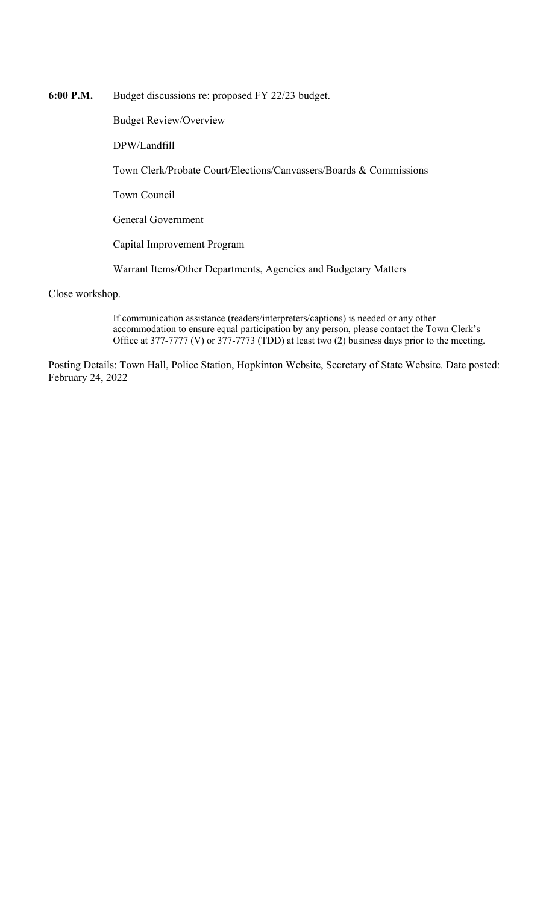**6:00 P.M.** Budget discussions re: proposed FY 22/23 budget.

Budget Review/Overview

DPW/Landfill

Town Clerk/Probate Court/Elections/Canvassers/Boards & Commissions

Town Council

General Government

Capital Improvement Program

Warrant Items/Other Departments, Agencies and Budgetary Matters

Close workshop.

If communication assistance (readers/interpreters/captions) is needed or any other accommodation to ensure equal participation by any person, please contact the Town Clerk's Office at 377-7777 (V) or 377-7773 (TDD) at least two (2) business days prior to the meeting.

Posting Details: Town Hall, Police Station, Hopkinton Website, Secretary of State Website. Date posted: February 24, 2022